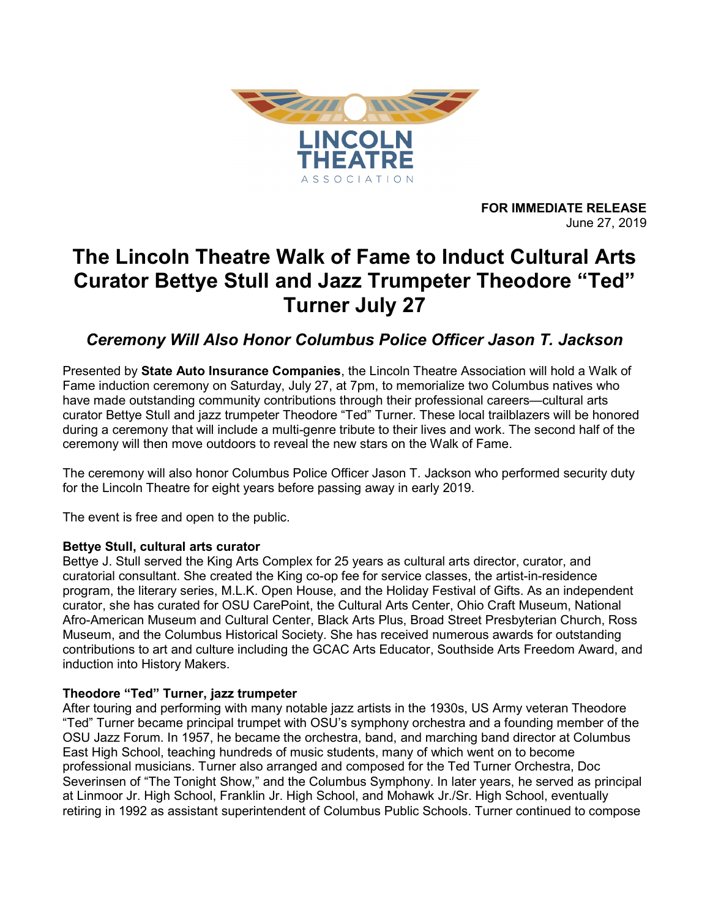LINCOLN THEATRE ASSOCIATION

**FOR IMMEDIATE RELEASE**
June 27, 2019

# The Lincoln Theatre Walk of Fame to Induct Cultural Arts Curator Bettye Stull and Jazz Trumpeter Theodore "Ted" Turner July 27

## *Ceremony Will Also Honor Columbus Police Officer Jason T. Jackson*

Presented by **State Auto Insurance Companies**, the Lincoln Theatre Association will hold a Walk of Fame induction ceremony on Saturday, July 27, at 7pm, to memorialize two Columbus natives who have made outstanding community contributions through their professional careers—cultural arts curator Bettye Stull and jazz trumpeter Theodore "Ted" Turner. These local trailblazers will be honored during a ceremony that will include a multi-genre tribute to their lives and work. The second half of the ceremony will then move outdoors to reveal the new stars on the Walk of Fame.

The ceremony will also honor Columbus Police Officer Jason T. Jackson who performed security duty for the Lincoln Theatre for eight years before passing away in early 2019.

The event is free and open to the public.

**Bettye Stull, cultural arts curator**
Bettye J. Stull served the King Arts Complex for 25 years as cultural arts director, curator, and curatorial consultant. She created the King co-op fee for service classes, the artist-in-residence program, the literary series, M.L.K. Open House, and the Holiday Festival of Gifts. As an independent curator, she has curated for OSU CarePoint, the Cultural Arts Center, Ohio Craft Museum, National Afro-American Museum and Cultural Center, Black Arts Plus, Broad Street Presbyterian Church, Ross Museum, and the Columbus Historical Society. She has received numerous awards for outstanding contributions to art and culture including the GCAC Arts Educator, Southside Arts Freedom Award, and induction into History Makers.

**Theodore "Ted" Turner, jazz trumpeter**
After touring and performing with many notable jazz artists in the 1930s, US Army veteran Theodore "Ted" Turner became principal trumpet with OSU's symphony orchestra and a founding member of the OSU Jazz Forum. In 1957, he became the orchestra, band, and marching band director at Columbus East High School, teaching hundreds of music students, many of which went on to become professional musicians. Turner also arranged and composed for the Ted Turner Orchestra, Doc Severinsen of "The Tonight Show," and the Columbus Symphony. In later years, he served as principal at Linmoor Jr. High School, Franklin Jr. High School, and Mohawk Jr./Sr. High School, eventually retiring in 1992 as assistant superintendent of Columbus Public Schools. Turner continued to compose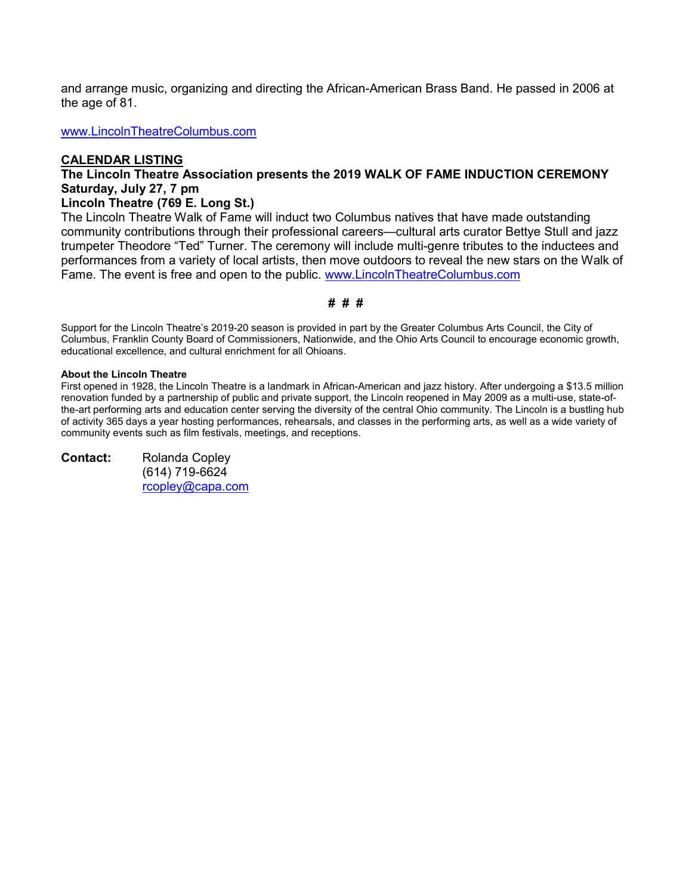and arrange music, organizing and directing the African-American Brass Band. He passed in 2006 at the age of 81.

www.LincolnTheatreColumbus.com

## CALENDAR LISTING

**The Lincoln Theatre Association presents the 2019 WALK OF FAME INDUCTION CEREMONY**
**Saturday, July 27, 7 pm**
**Lincoln Theatre (769 E. Long St.)**

The Lincoln Theatre Walk of Fame will induct two Columbus natives that have made outstanding community contributions through their professional careers—cultural arts curator Bettye Stull and jazz trumpeter Theodore "Ted" Turner. The ceremony will include multi-genre tributes to the inductees and performances from a variety of local artists, then move outdoors to reveal the new stars on the Walk of Fame. The event is free and open to the public. www.LincolnTheatreColumbus.com

**# # #**

Support for the Lincoln Theatre's 2019-20 season is provided in part by the Greater Columbus Arts Council, the City of Columbus, Franklin County Board of Commissioners, Nationwide, and the Ohio Arts Council to encourage economic growth, educational excellence, and cultural enrichment for all Ohioans.

**About the Lincoln Theatre**

First opened in 1928, the Lincoln Theatre is a landmark in African-American and jazz history. After undergoing a $13.5 million renovation funded by a partnership of public and private support, the Lincoln reopened in May 2009 as a multi-use, state-of-the-art performing arts and education center serving the diversity of the central Ohio community. The Lincoln is a bustling hub of activity 365 days a year hosting performances, rehearsals, and classes in the performing arts, as well as a wide variety of community events such as film festivals, meetings, and receptions.

**Contact:** Rolanda Copley
(614) 719-6624
rcopley@capa.com